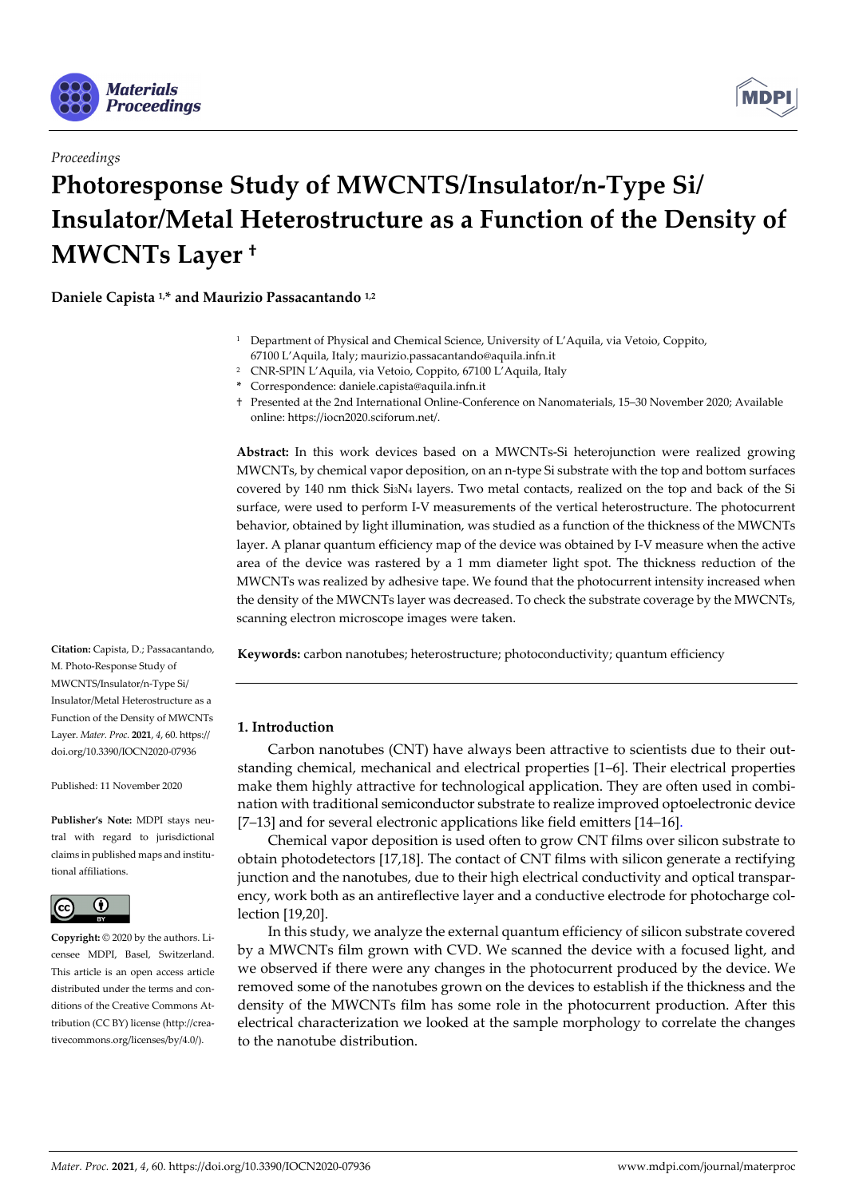*Proceedings*

# Photoresponse Study of MWCNTS/Insulator/n-Type Si/ Insulator/Metal Heterostructure as a Function of the Density of MWCNTs Layer †

**Daniele Capista [1,*] and Maurizio Passacantando [1,2]**

1 Department of Physical and Chemical Science, University of L'Aquila, via Vetoio, Coppito, 67100 L'Aquila, Italy; maurizio.passacantando@aquila.infn.it
2 CNR-SPIN L'Aquila, via Vetoio, Coppito, 67100 L'Aquila, Italy
* Correspondence: daniele.capista@aquila.infn.it
† Presented at the 2nd International Online-Conference on Nanomaterials, 15–30 November 2020; Available online: https://iocn2020.sciforum.net/.

**Abstract:** In this work devices based on a MWCNTs-Si heterojunction were realized growing MWCNTs, by chemical vapor deposition, on an n-type Si substrate with the top and bottom surfaces covered by 140 nm thick $Si_3N_4$ layers. Two metal contacts, realized on the top and back of the Si surface, were used to perform I-V measurements of the vertical heterostructure. The photocurrent behavior, obtained by light illumination, was studied as a function of the thickness of the MWCNTs layer. A planar quantum efficiency map of the device was obtained by I-V measure when the active area of the device was rastered by a 1 mm diameter light spot. The thickness reduction of the MWCNTs was realized by adhesive tape. We found that the photocurrent intensity increased when the density of the MWCNTs layer was decreased. To check the substrate coverage by the MWCNTs, scanning electron microscope images were taken.

**Keywords:** carbon nanotubes; heterostructure; photoconductivity; quantum efficiency

**Citation:** Capista, D.; Passacantando, M. Photo-Response Study of MWCNTS/Insulator/n-Type Si/ Insulator/Metal Heterostructure as a Function of the Density of MWCNTs Layer. *Mater. Proc.* **2021**, *4*, 60. https://doi.org/10.3390/IOCN2020-07936

Published: 11 November 2020

**Publisher's Note:** MDPI stays neutral with regard to jurisdictional claims in published maps and institutional affiliations.

**Copyright:** © 2020 by the authors. Licensee MDPI, Basel, Switzerland. This article is an open access article distributed under the terms and conditions of the Creative Commons Attribution (CC BY) license (http://creativecommons.org/licenses/by/4.0/).

## 1. Introduction

Carbon nanotubes (CNT) have always been attractive to scientists due to their outstanding chemical, mechanical and electrical properties [1–6]. Their electrical properties make them highly attractive for technological application. They are often used in combination with traditional semiconductor substrate to realize improved optoelectronic device [7–13] and for several electronic applications like field emitters [14–16].

Chemical vapor deposition is used often to grow CNT films over silicon substrate to obtain photodetectors [17,18]. The contact of CNT films with silicon generate a rectifying junction and the nanotubes, due to their high electrical conductivity and optical transparency, work both as an antireflective layer and a conductive electrode for photocharge collection [19,20].

In this study, we analyze the external quantum efficiency of silicon substrate covered by a MWCNTs film grown with CVD. We scanned the device with a focused light, and we observed if there were any changes in the photocurrent produced by the device. We removed some of the nanotubes grown on the devices to establish if the thickness and the density of the MWCNTs film has some role in the photocurrent production. After this electrical characterization we looked at the sample morphology to correlate the changes to the nanotube distribution.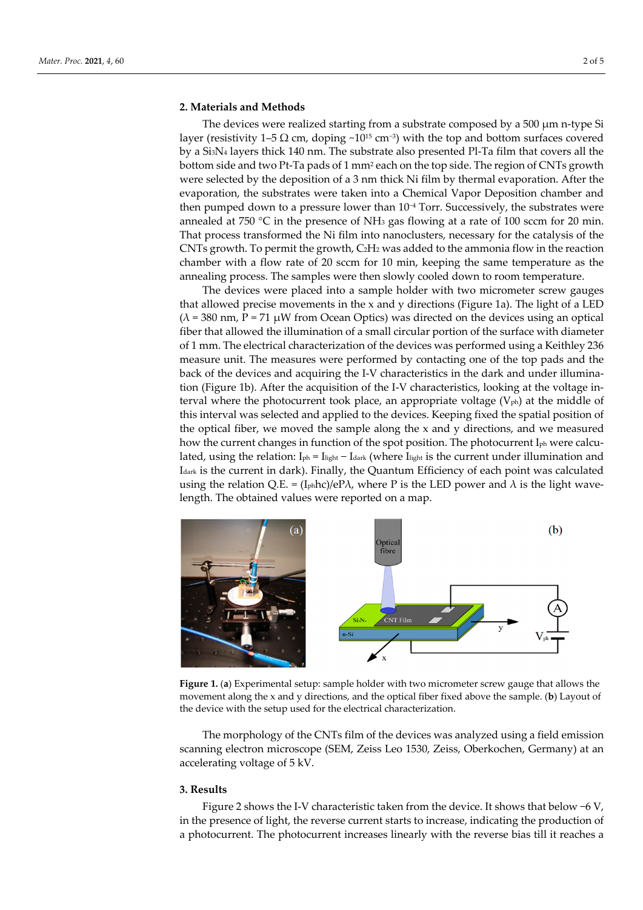## 2. Materials and Methods

The devices were realized starting from a substrate composed by a 500 µm n-type Si layer (resistivity 1–5 Ω cm, doping ~$10^{15}$ $cm^{-3}$) with the top and bottom surfaces covered by a $Si_3N_4$ layers thick 140 nm. The substrate also presented Pl-Ta film that covers all the bottom side and two Pt-Ta pads of 1 $mm^2$ each on the top side. The region of CNTs growth were selected by the deposition of a 3 nm thick Ni film by thermal evaporation. After the evaporation, the substrates were taken into a Chemical Vapor Deposition chamber and then pumped down to a pressure lower than $10^{-4}$ Torr. Successively, the substrates were annealed at 750 °C in the presence of $NH_3$ gas flowing at a rate of 100 sccm for 20 min. That process transformed the Ni film into nanoclusters, necessary for the catalysis of the CNTs growth. To permit the growth, $C_2H_2$ was added to the ammonia flow in the reaction chamber with a flow rate of 20 sccm for 10 min, keeping the same temperature as the annealing process. The samples were then slowly cooled down to room temperature.

The devices were placed into a sample holder with two micrometer screw gauges that allowed precise movements in the x and y directions (Figure 1a). The light of a LED ($\lambda$ = 380 nm, P = 71 µW from Ocean Optics) was directed on the devices using an optical fiber that allowed the illumination of a small circular portion of the surface with diameter of 1 mm. The electrical characterization of the devices was performed using a Keithley 236 measure unit. The measures were performed by contacting one of the top pads and the back of the devices and acquiring the I-V characteristics in the dark and under illumination (Figure 1b). After the acquisition of the I-V characteristics, looking at the voltage interval where the photocurrent took place, an appropriate voltage ($V_{ph}$) at the middle of this interval was selected and applied to the devices. Keeping fixed the spatial position of the optical fiber, we moved the sample along the x and y directions, and we measured how the current changes in function of the spot position. The photocurrent $I_{ph}$ were calculated, using the relation: $I_{ph} = I_{light} - I_{dark}$ (where $I_{light}$ is the current under illumination and $I_{dark}$ is the current in dark). Finally, the Quantum Efficiency of each point was calculated using the relation Q.E. = $(I_{ph}hc)/eP\lambda$, where P is the LED power and $\lambda$ is the light wavelength. The obtained values were reported on a map.

(a)

(b)

Optical fibre

$Si_3N_4$

CNT Film

n-Si

A

y

x

$V_{ph}$

**Figure 1.** (**a**) Experimental setup: sample holder with two micrometer screw gauge that allows the movement along the x and y directions, and the optical fiber fixed above the sample. (**b**) Layout of the device with the setup used for the electrical characterization.

The morphology of the CNTs film of the devices was analyzed using a field emission scanning electron microscope (SEM, Zeiss Leo 1530, Zeiss, Oberkochen, Germany) at an accelerating voltage of 5 kV.

## 3. Results

Figure 2 shows the I-V characteristic taken from the device. It shows that below −6 V, in the presence of light, the reverse current starts to increase, indicating the production of a photocurrent. The photocurrent increases linearly with the reverse bias till it reaches a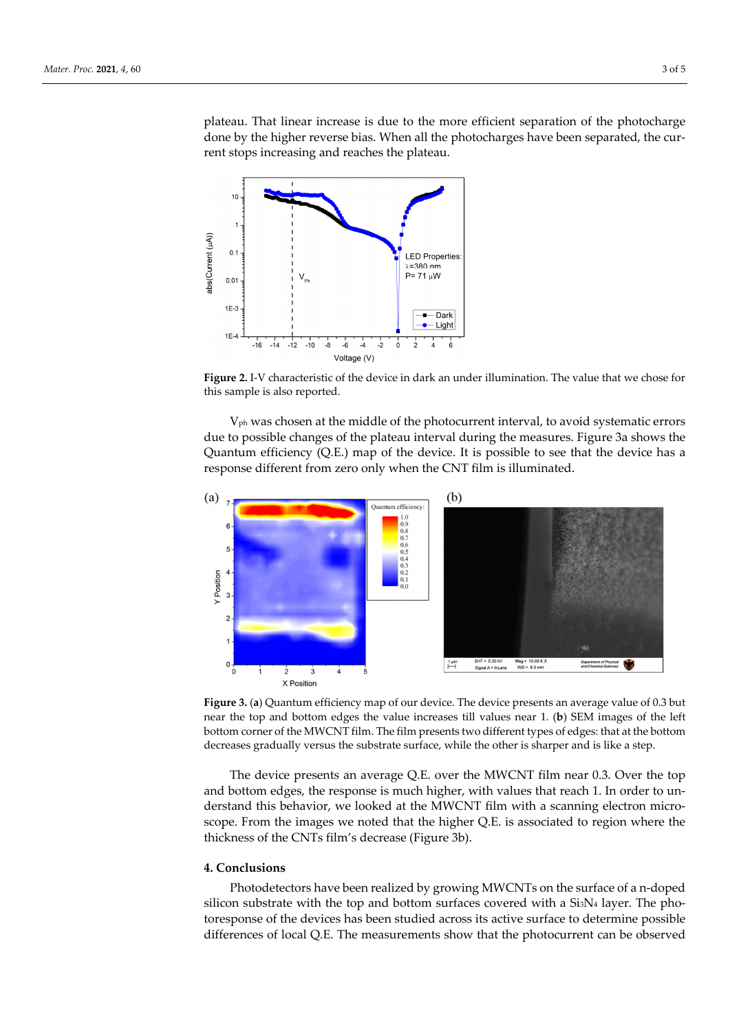plateau. That linear increase is due to the more efficient separation of the photocharge done by the higher reverse bias. When all the photocharges have been separated, the current stops increasing and reaches the plateau.

abs(Current (μA))
10
1
0.1
0.01
1E-3
1E-4
-16 -14 -12 -10 -8 -6 -4 -2 0 2 4 6
Voltage (V)
$V_{Ph}$
LED Properties:
λ=380 nm
P= 71 μW
Dark
Light

**Figure 2.** I-V characteristic of the device in dark an under illumination. The value that we chose for this sample is also reported.

$V_{ph}$ was chosen at the middle of the photocurrent interval, to avoid systematic errors due to possible changes of the plateau interval during the measures. Figure 3a shows the Quantum efficiency (Q.E.) map of the device. It is possible to see that the device has a response different from zero only when the CNT film is illuminated.

(a)
Y Position
7
6
5
4
3
2
1
0
0 1 2 3 4 5
X Position
Quantum efficiency:
1.0
0.9
0.8
0.7
0.6
0.5
0.4
0.3
0.2
0.1
0.0

(b)
1 μm
EHT = 5.00 kV
Signal A = InLens
Mag = 10.00 K X
WD = 8.3 mm
Department of Physical and Chemical Sciences

**Figure 3.** (**a**) Quantum efficiency map of our device. The device presents an average value of 0.3 but near the top and bottom edges the value increases till values near 1. (**b**) SEM images of the left bottom corner of the MWCNT film. The film presents two different types of edges: that at the bottom decreases gradually versus the substrate surface, while the other is sharper and is like a step.

The device presents an average Q.E. over the MWCNT film near 0.3. Over the top and bottom edges, the response is much higher, with values that reach 1. In order to understand this behavior, we looked at the MWCNT film with a scanning electron microscope. From the images we noted that the higher Q.E. is associated to region where the thickness of the CNTs film's decrease (Figure 3b).

## 4. Conclusions

Photodetectors have been realized by growing MWCNTs on the surface of a n-doped silicon substrate with the top and bottom surfaces covered with a $Si_3N_4$ layer. The photoresponse of the devices has been studied across its active surface to determine possible differences of local Q.E. The measurements show that the photocurrent can be observed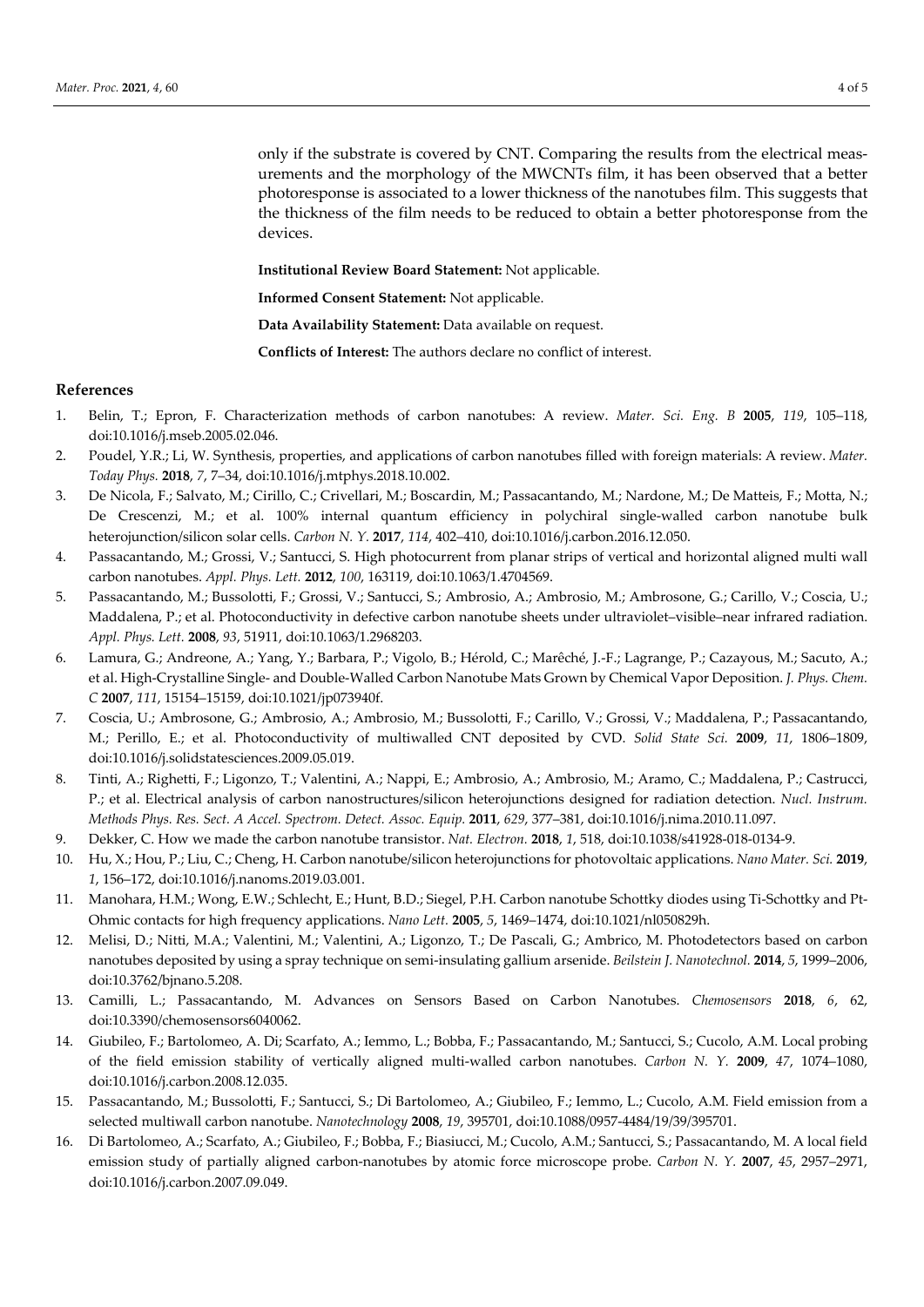only if the substrate is covered by CNT. Comparing the results from the electrical measurements and the morphology of the MWCNTs film, it has been observed that a better photoresponse is associated to a lower thickness of the nanotubes film. This suggests that the thickness of the film needs to be reduced to obtain a better photoresponse from the devices.

**Institutional Review Board Statement:** Not applicable.

**Informed Consent Statement:** Not applicable.

**Data Availability Statement:** Data available on request.

**Conflicts of Interest:** The authors declare no conflict of interest.

## References

1. Belin, T.; Epron, F. Characterization methods of carbon nanotubes: A review. *Mater. Sci. Eng. B* **2005**, *119*, 105–118, doi:10.1016/j.mseb.2005.02.046.
2. Poudel, Y.R.; Li, W. Synthesis, properties, and applications of carbon nanotubes filled with foreign materials: A review. *Mater. Today Phys.* **2018**, *7*, 7–34, doi:10.1016/j.mtphys.2018.10.002.
3. De Nicola, F.; Salvato, M.; Cirillo, C.; Crivellari, M.; Boscardin, M.; Passacantando, M.; Nardone, M.; De Matteis, F.; Motta, N.; De Crescenzi, M.; et al. 100% internal quantum efficiency in polychiral single-walled carbon nanotube bulk heterojunction/silicon solar cells. *Carbon N. Y.* **2017**, *114*, 402–410, doi:10.1016/j.carbon.2016.12.050.
4. Passacantando, M.; Grossi, V.; Santucci, S. High photocurrent from planar strips of vertical and horizontal aligned multi wall carbon nanotubes. *Appl. Phys. Lett.* **2012**, *100*, 163119, doi:10.1063/1.4704569.
5. Passacantando, M.; Bussolotti, F.; Grossi, V.; Santucci, S.; Ambrosio, A.; Ambrosio, M.; Ambrosone, G.; Carillo, V.; Coscia, U.; Maddalena, P.; et al. Photoconductivity in defective carbon nanotube sheets under ultraviolet–visible–near infrared radiation. *Appl. Phys. Lett.* **2008**, *93*, 51911, doi:10.1063/1.2968203.
6. Lamura, G.; Andreone, A.; Yang, Y.; Barbara, P.; Vigolo, B.; Hérold, C.; Marêché, J.-F.; Lagrange, P.; Cazayous, M.; Sacuto, A.; et al. High-Crystalline Single- and Double-Walled Carbon Nanotube Mats Grown by Chemical Vapor Deposition. *J. Phys. Chem. C* **2007**, *111*, 15154–15159, doi:10.1021/jp073940f.
7. Coscia, U.; Ambrosone, G.; Ambrosio, A.; Ambrosio, M.; Bussolotti, F.; Carillo, V.; Grossi, V.; Maddalena, P.; Passacantando, M.; Perillo, E.; et al. Photoconductivity of multiwalled CNT deposited by CVD. *Solid State Sci.* **2009**, *11*, 1806–1809, doi:10.1016/j.solidstatesciences.2009.05.019.
8. Tinti, A.; Righetti, F.; Ligonzo, T.; Valentini, A.; Nappi, E.; Ambrosio, A.; Ambrosio, M.; Aramo, C.; Maddalena, P.; Castrucci, P.; et al. Electrical analysis of carbon nanostructures/silicon heterojunctions designed for radiation detection. *Nucl. Instrum. Methods Phys. Res. Sect. A Accel. Spectrom. Detect. Assoc. Equip.* **2011**, *629*, 377–381, doi:10.1016/j.nima.2010.11.097.
9. Dekker, C. How we made the carbon nanotube transistor. *Nat. Electron.* **2018**, *1*, 518, doi:10.1038/s41928-018-0134-9.
10. Hu, X.; Hou, P.; Liu, C.; Cheng, H. Carbon nanotube/silicon heterojunctions for photovoltaic applications. *Nano Mater. Sci.* **2019**, *1*, 156–172, doi:10.1016/j.nanoms.2019.03.001.
11. Manohara, H.M.; Wong, E.W.; Schlecht, E.; Hunt, B.D.; Siegel, P.H. Carbon nanotube Schottky diodes using Ti-Schottky and Pt-Ohmic contacts for high frequency applications. *Nano Lett.* **2005**, *5*, 1469–1474, doi:10.1021/nl050829h.
12. Melisi, D.; Nitti, M.A.; Valentini, M.; Valentini, A.; Ligonzo, T.; De Pascali, G.; Ambrico, M. Photodetectors based on carbon nanotubes deposited by using a spray technique on semi-insulating gallium arsenide. *Beilstein J. Nanotechnol.* **2014**, *5*, 1999–2006, doi:10.3762/bjnano.5.208.
13. Camilli, L.; Passacantando, M. Advances on Sensors Based on Carbon Nanotubes. *Chemosensors* **2018**, *6*, 62, doi:10.3390/chemosensors6040062.
14. Giubileo, F.; Bartolomeo, A. Di; Scarfato, A.; Iemmo, L.; Bobba, F.; Passacantando, M.; Santucci, S.; Cucolo, A.M. Local probing of the field emission stability of vertically aligned multi-walled carbon nanotubes. *Carbon N. Y.* **2009**, *47*, 1074–1080, doi:10.1016/j.carbon.2008.12.035.
15. Passacantando, M.; Bussolotti, F.; Santucci, S.; Di Bartolomeo, A.; Giubileo, F.; Iemmo, L.; Cucolo, A.M. Field emission from a selected multiwall carbon nanotube. *Nanotechnology* **2008**, *19*, 395701, doi:10.1088/0957-4484/19/39/395701.
16. Di Bartolomeo, A.; Scarfato, A.; Giubileo, F.; Bobba, F.; Biasiucci, M.; Cucolo, A.M.; Santucci, S.; Passacantando, M. A local field emission study of partially aligned carbon-nanotubes by atomic force microscope probe. *Carbon N. Y.* **2007**, *45*, 2957–2971, doi:10.1016/j.carbon.2007.09.049.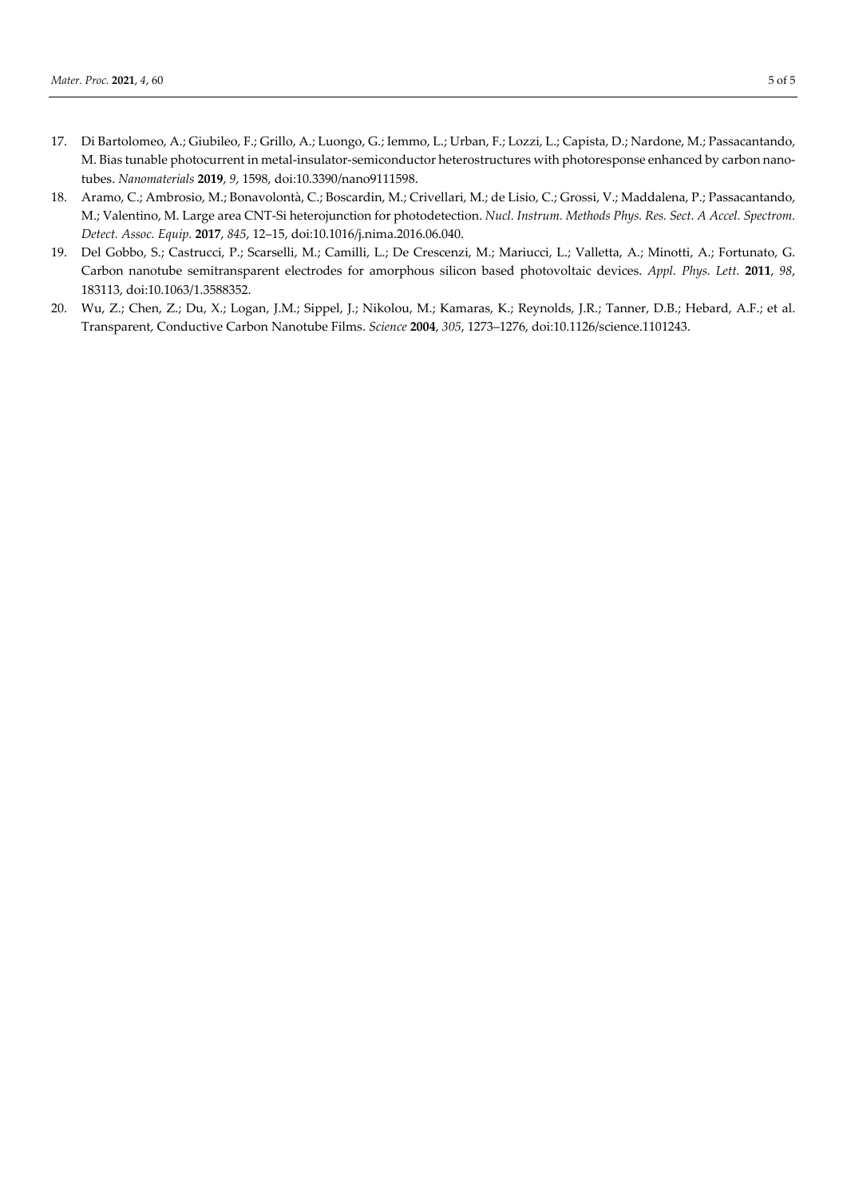17. Di Bartolomeo, A.; Giubileo, F.; Grillo, A.; Luongo, G.; Iemmo, L.; Urban, F.; Lozzi, L.; Capista, D.; Nardone, M.; Passacantando, M. Bias tunable photocurrent in metal-insulator-semiconductor heterostructures with photoresponse enhanced by carbon nanotubes. *Nanomaterials* **2019**, *9*, 1598, doi:10.3390/nano9111598.
18. Aramo, C.; Ambrosio, M.; Bonavolontà, C.; Boscardin, M.; Crivellari, M.; de Lisio, C.; Grossi, V.; Maddalena, P.; Passacantando, M.; Valentino, M. Large area CNT-Si heterojunction for photodetection. *Nucl. Instrum. Methods Phys. Res. Sect. A Accel. Spectrom. Detect. Assoc. Equip.* **2017**, *845*, 12–15, doi:10.1016/j.nima.2016.06.040.
19. Del Gobbo, S.; Castrucci, P.; Scarselli, M.; Camilli, L.; De Crescenzi, M.; Mariucci, L.; Valletta, A.; Minotti, A.; Fortunato, G. Carbon nanotube semitransparent electrodes for amorphous silicon based photovoltaic devices. *Appl. Phys. Lett.* **2011**, *98*, 183113, doi:10.1063/1.3588352.
20. Wu, Z.; Chen, Z.; Du, X.; Logan, J.M.; Sippel, J.; Nikolou, M.; Kamaras, K.; Reynolds, J.R.; Tanner, D.B.; Hebard, A.F.; et al. Transparent, Conductive Carbon Nanotube Films. *Science* **2004**, *305*, 1273–1276, doi:10.1126/science.1101243.